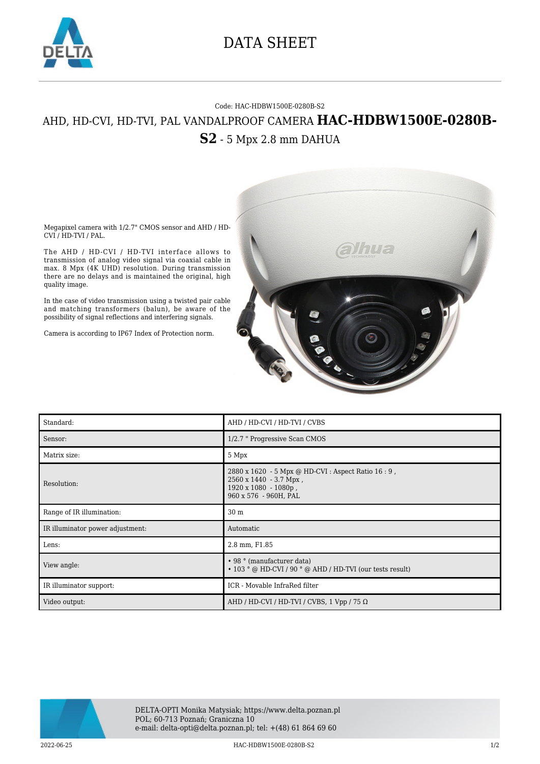# DATA SHEET

Code: HAC-HDBW1500E-0280B-S2

## AHD, HD-CVI, HD-TVI, PAL VANDALPROOF CAMERA **HAC-HDBW1500E-0280B-S2** - 5 Mpx 2.8 mm DAHUA

Megapixel camera with 1/2.7" CMOS sensor and AHD / HD-CVI / HD-TVI / PAL.

The AHD / HD-CVI / HD-TVI interface allows to transmission of analog video signal via coaxial cable in max. 8 Mpx (4K UHD) resolution. During transmission there are no delays and is maintained the original, high quality image.

In the case of video transmission using a twisted pair cable and matching transformers (balun), be aware of the possibility of signal reflections and interfering signals.

Camera is according to IP67 Index of Protection norm.

| | |
|---|---|
| Standard: | AHD / HD-CVI / HD-TVI / CVBS |
| Sensor: | 1/2.7 " Progressive Scan CMOS |
| Matrix size: | 5 Mpx |
| Resolution: | 2880 x 1620 - 5 Mpx @ HD-CVI : Aspect Ratio 16 : 9 ,<br>2560 x 1440 - 3.7 Mpx ,<br>1920 x 1080 - 1080p ,<br>960 x 576 - 960H, PAL |
| Range of IR illumination: | 30 m |
| IR illuminator power adjustment: | Automatic |
| Lens: | 2.8 mm, F1.85 |
| View angle: | • 98 ° (manufacturer data)<br>• 103 ° @ HD-CVI / 90 ° @ AHD / HD-TVI (our tests result) |
| IR illuminator support: | ICR - Movable InfraRed filter |
| Video output: | AHD / HD-CVI / HD-TVI / CVBS, 1 Vpp / 75 Ω |

DELTA-OPTI Monika Matysiak; https://www.delta.poznan.pl
POL; 60-713 Poznań; Graniczna 10
e-mail: delta-opti@delta.poznan.pl; tel: +(48) 61 864 69 60

2022-06-25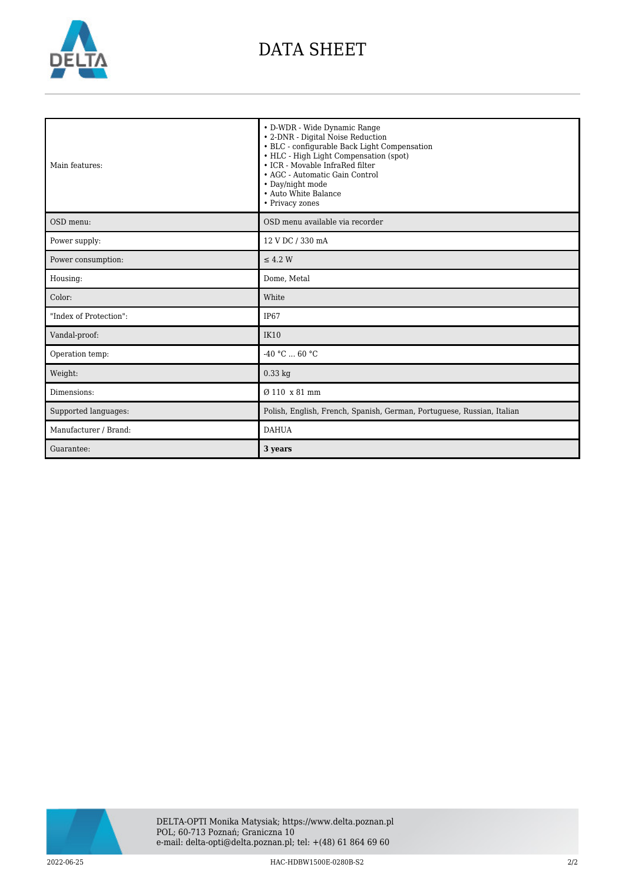# DATA SHEET

| | |
|---|---|
| Main features: | • D-WDR - Wide Dynamic Range<br>• 2-DNR - Digital Noise Reduction<br>• BLC - configurable Back Light Compensation<br>• HLC - High Light Compensation (spot)<br>• ICR - Movable InfraRed filter<br>• AGC - Automatic Gain Control<br>• Day/night mode<br>• Auto White Balance<br>• Privacy zones |
| OSD menu: | OSD menu available via recorder |
| Power supply: | 12 V DC / 330 mA |
| Power consumption: | ≤ 4.2 W |
| Housing: | Dome, Metal |
| Color: | White |
| "Index of Protection": | IP67 |
| Vandal-proof: | IK10 |
| Operation temp: | -40 °C ... 60 °C |
| Weight: | 0.33 kg |
| Dimensions: | Ø 110 x 81 mm |
| Supported languages: | Polish, English, French, Spanish, German, Portuguese, Russian, Italian |
| Manufacturer / Brand: | DAHUA |
| Guarantee: | **3 years** |

DELTA-OPTI Monika Matysiak; https://www.delta.poznan.pl
POL; 60-713 Poznań; Graniczna 10
e-mail: delta-opti@delta.poznan.pl; tel: +(48) 61 864 69 60

2022-06-25 HAC-HDBW1500E-0280B-S2